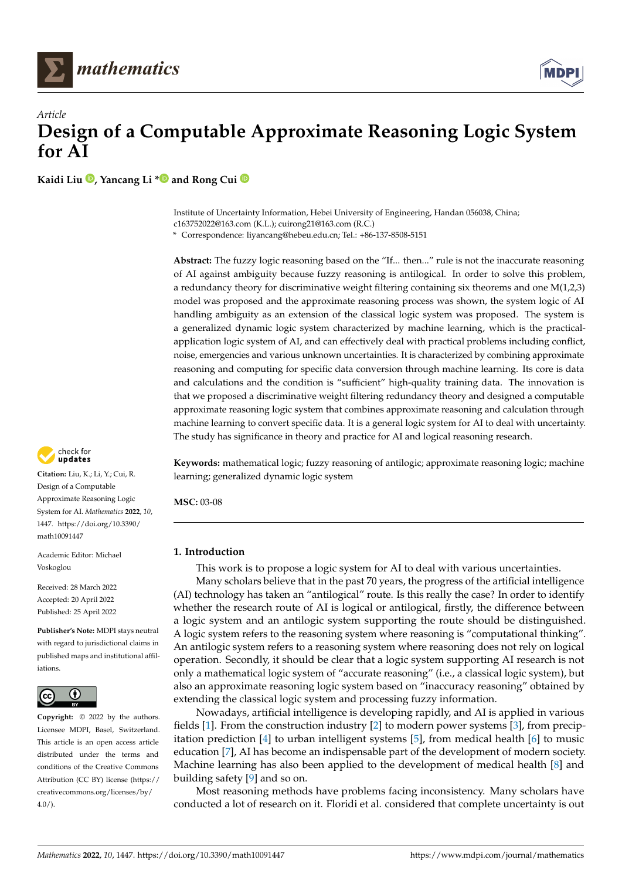*Article*

# Design of a Computable Approximate Reasoning Logic System for AI

**Kaidi Liu, Yancang Li * and Rong Cui**

Institute of Uncertainty Information, Hebei University of Engineering, Handan 056038, China; c163752022@163.com (K.L.); cuirong21@163.com (R.C.)

\* Correspondence: liyancang@hebeu.edu.cn; Tel.: +86-137-8508-5151

**Abstract:** The fuzzy logic reasoning based on the "If... then..." rule is not the inaccurate reasoning of AI against ambiguity because fuzzy reasoning is antilogical. In order to solve this problem, a redundancy theory for discriminative weight filtering containing six theorems and one M(1,2,3) model was proposed and the approximate reasoning process was shown, the system logic of AI handling ambiguity as an extension of the classical logic system was proposed. The system is a generalized dynamic logic system characterized by machine learning, which is the practical-application logic system of AI, and can effectively deal with practical problems including conflict, noise, emergencies and various unknown uncertainties. It is characterized by combining approximate reasoning and computing for specific data conversion through machine learning. Its core is data and calculations and the condition is "sufficient" high-quality training data. The innovation is that we proposed a discriminative weight filtering redundancy theory and designed a computable approximate reasoning logic system that combines approximate reasoning and calculation through machine learning to convert specific data. It is a general logic system for AI to deal with uncertainty. The study has significance in theory and practice for AI and logical reasoning research.

**Keywords:** mathematical logic; fuzzy reasoning of antilogic; approximate reasoning logic; machine learning; generalized dynamic logic system

**MSC:** 03-08

**Citation:** Liu, K.; Li, Y.; Cui, R. Design of a Computable Approximate Reasoning Logic System for AI. *Mathematics* **2022**, *10*, 1447. https://doi.org/10.3390/math10091447

Academic Editor: Michael Voskoglou

Received: 28 March 2022
Accepted: 20 April 2022
Published: 25 April 2022

**Publisher's Note:** MDPI stays neutral with regard to jurisdictional claims in published maps and institutional affiliations.

**Copyright:** © 2022 by the authors. Licensee MDPI, Basel, Switzerland. This article is an open access article distributed under the terms and conditions of the Creative Commons Attribution (CC BY) license (https://creativecommons.org/licenses/by/4.0/).

## 1. Introduction

This work is to propose a logic system for AI to deal with various uncertainties.

Many scholars believe that in the past 70 years, the progress of the artificial intelligence (AI) technology has taken an "antilogical" route. Is this really the case? In order to identify whether the research route of AI is logical or antilogical, firstly, the difference between a logic system and an antilogic system supporting the route should be distinguished. A logic system refers to the reasoning system where reasoning is "computational thinking". An antilogic system refers to a reasoning system where reasoning does not rely on logical operation. Secondly, it should be clear that a logic system supporting AI research is not only a mathematical logic system of "accurate reasoning" (i.e., a classical logic system), but also an approximate reasoning logic system based on "inaccuracy reasoning" obtained by extending the classical logic system and processing fuzzy information.

Nowadays, artificial intelligence is developing rapidly, and AI is applied in various fields [1]. From the construction industry [2] to modern power systems [3], from precipitation prediction [4] to urban intelligent systems [5], from medical health [6] to music education [7], AI has become an indispensable part of the development of modern society. Machine learning has also been applied to the development of medical health [8] and building safety [9] and so on.

Most reasoning methods have problems facing inconsistency. Many scholars have conducted a lot of research on it. Floridi et al. considered that complete uncertainty is out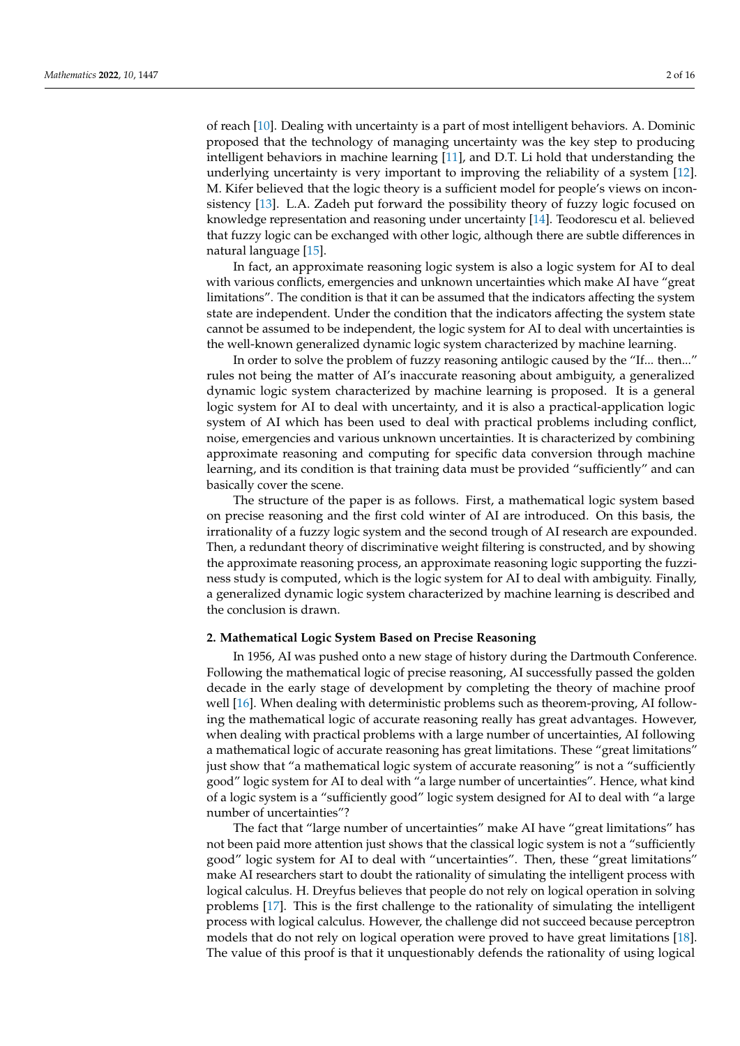of reach [10]. Dealing with uncertainty is a part of most intelligent behaviors. A. Dominic proposed that the technology of managing uncertainty was the key step to producing intelligent behaviors in machine learning [11], and D.T. Li hold that understanding the underlying uncertainty is very important to improving the reliability of a system [12]. M. Kifer believed that the logic theory is a sufficient model for people's views on inconsistency [13]. L.A. Zadeh put forward the possibility theory of fuzzy logic focused on knowledge representation and reasoning under uncertainty [14]. Teodorescu et al. believed that fuzzy logic can be exchanged with other logic, although there are subtle differences in natural language [15].

In fact, an approximate reasoning logic system is also a logic system for AI to deal with various conflicts, emergencies and unknown uncertainties which make AI have "great limitations". The condition is that it can be assumed that the indicators affecting the system state are independent. Under the condition that the indicators affecting the system state cannot be assumed to be independent, the logic system for AI to deal with uncertainties is the well-known generalized dynamic logic system characterized by machine learning.

In order to solve the problem of fuzzy reasoning antilogic caused by the "If... then..." rules not being the matter of AI's inaccurate reasoning about ambiguity, a generalized dynamic logic system characterized by machine learning is proposed. It is a general logic system for AI to deal with uncertainty, and it is also a practical-application logic system of AI which has been used to deal with practical problems including conflict, noise, emergencies and various unknown uncertainties. It is characterized by combining approximate reasoning and computing for specific data conversion through machine learning, and its condition is that training data must be provided "sufficiently" and can basically cover the scene.

The structure of the paper is as follows. First, a mathematical logic system based on precise reasoning and the first cold winter of AI are introduced. On this basis, the irrationality of a fuzzy logic system and the second trough of AI research are expounded. Then, a redundant theory of discriminative weight filtering is constructed, and by showing the approximate reasoning process, an approximate reasoning logic supporting the fuzziness study is computed, which is the logic system for AI to deal with ambiguity. Finally, a generalized dynamic logic system characterized by machine learning is described and the conclusion is drawn.

## 2. Mathematical Logic System Based on Precise Reasoning

In 1956, AI was pushed onto a new stage of history during the Dartmouth Conference. Following the mathematical logic of precise reasoning, AI successfully passed the golden decade in the early stage of development by completing the theory of machine proof well [16]. When dealing with deterministic problems such as theorem-proving, AI following the mathematical logic of accurate reasoning really has great advantages. However, when dealing with practical problems with a large number of uncertainties, AI following a mathematical logic of accurate reasoning has great limitations. These "great limitations" just show that "a mathematical logic system of accurate reasoning" is not a "sufficiently good" logic system for AI to deal with "a large number of uncertainties". Hence, what kind of a logic system is a "sufficiently good" logic system designed for AI to deal with "a large number of uncertainties"?

The fact that "large number of uncertainties" make AI have "great limitations" has not been paid more attention just shows that the classical logic system is not a "sufficiently good" logic system for AI to deal with "uncertainties". Then, these "great limitations" make AI researchers start to doubt the rationality of simulating the intelligent process with logical calculus. H. Dreyfus believes that people do not rely on logical operation in solving problems [17]. This is the first challenge to the rationality of simulating the intelligent process with logical calculus. However, the challenge did not succeed because perceptron models that do not rely on logical operation were proved to have great limitations [18]. The value of this proof is that it unquestionably defends the rationality of using logical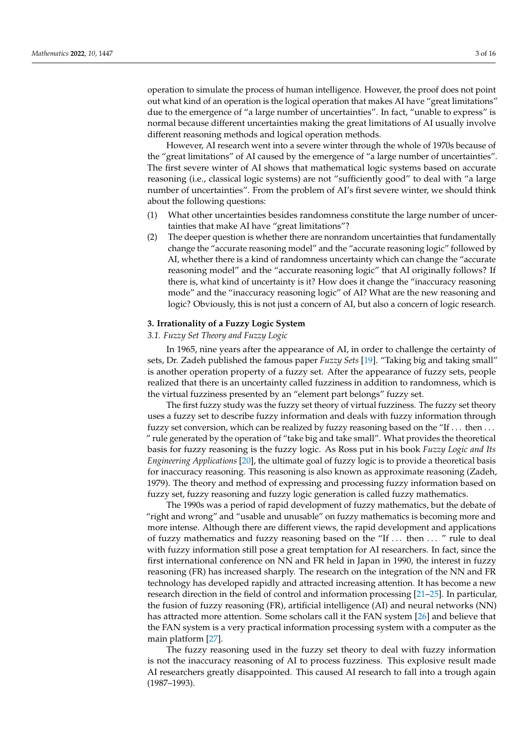operation to simulate the process of human intelligence. However, the proof does not point out what kind of an operation is the logical operation that makes AI have "great limitations" due to the emergence of "a large number of uncertainties". In fact, "unable to express" is normal because different uncertainties making the great limitations of AI usually involve different reasoning methods and logical operation methods.

However, AI research went into a severe winter through the whole of 1970s because of the "great limitations" of AI caused by the emergence of "a large number of uncertainties". The first severe winter of AI shows that mathematical logic systems based on accurate reasoning (i.e., classical logic systems) are not "sufficiently good" to deal with "a large number of uncertainties". From the problem of AI's first severe winter, we should think about the following questions:

(1) What other uncertainties besides randomness constitute the large number of uncertainties that make AI have "great limitations"?
(2) The deeper question is whether there are nonrandom uncertainties that fundamentally change the "accurate reasoning model" and the "accurate reasoning logic" followed by AI, whether there is a kind of randomness uncertainty which can change the "accurate reasoning model" and the "accurate reasoning logic" that AI originally follows? If there is, what kind of uncertainty is it? How does it change the "inaccuracy reasoning mode" and the "inaccuracy reasoning logic" of AI? What are the new reasoning and logic? Obviously, this is not just a concern of AI, but also a concern of logic research.

## 3. Irrationality of a Fuzzy Logic System

### 3.1. Fuzzy Set Theory and Fuzzy Logic

In 1965, nine years after the appearance of AI, in order to challenge the certainty of sets, Dr. Zadeh published the famous paper *Fuzzy Sets* [19]. "Taking big and taking small" is another operation property of a fuzzy set. After the appearance of fuzzy sets, people realized that there is an uncertainty called fuzziness in addition to randomness, which is the virtual fuzziness presented by an "element part belongs" fuzzy set.

The first fuzzy study was the fuzzy set theory of virtual fuzziness. The fuzzy set theory uses a fuzzy set to describe fuzzy information and deals with fuzzy information through fuzzy set conversion, which can be realized by fuzzy reasoning based on the "If ... then ... " rule generated by the operation of "take big and take small". What provides the theoretical basis for fuzzy reasoning is the fuzzy logic. As Ross put in his book *Fuzzy Logic and Its Engineering Applications* [20], the ultimate goal of fuzzy logic is to provide a theoretical basis for inaccuracy reasoning. This reasoning is also known as approximate reasoning (Zadeh, 1979). The theory and method of expressing and processing fuzzy information based on fuzzy set, fuzzy reasoning and fuzzy logic generation is called fuzzy mathematics.

The 1990s was a period of rapid development of fuzzy mathematics, but the debate of "right and wrong" and "usable and unusable" on fuzzy mathematics is becoming more and more intense. Although there are different views, the rapid development and applications of fuzzy mathematics and fuzzy reasoning based on the "If ... then ... " rule to deal with fuzzy information still pose a great temptation for AI researchers. In fact, since the first international conference on NN and FR held in Japan in 1990, the interest in fuzzy reasoning (FR) has increased sharply. The research on the integration of the NN and FR technology has developed rapidly and attracted increasing attention. It has become a new research direction in the field of control and information processing [21–25]. In particular, the fusion of fuzzy reasoning (FR), artificial intelligence (AI) and neural networks (NN) has attracted more attention. Some scholars call it the FAN system [26] and believe that the FAN system is a very practical information processing system with a computer as the main platform [27].

The fuzzy reasoning used in the fuzzy set theory to deal with fuzzy information is not the inaccuracy reasoning of AI to process fuzziness. This explosive result made AI researchers greatly disappointed. This caused AI research to fall into a trough again (1987–1993).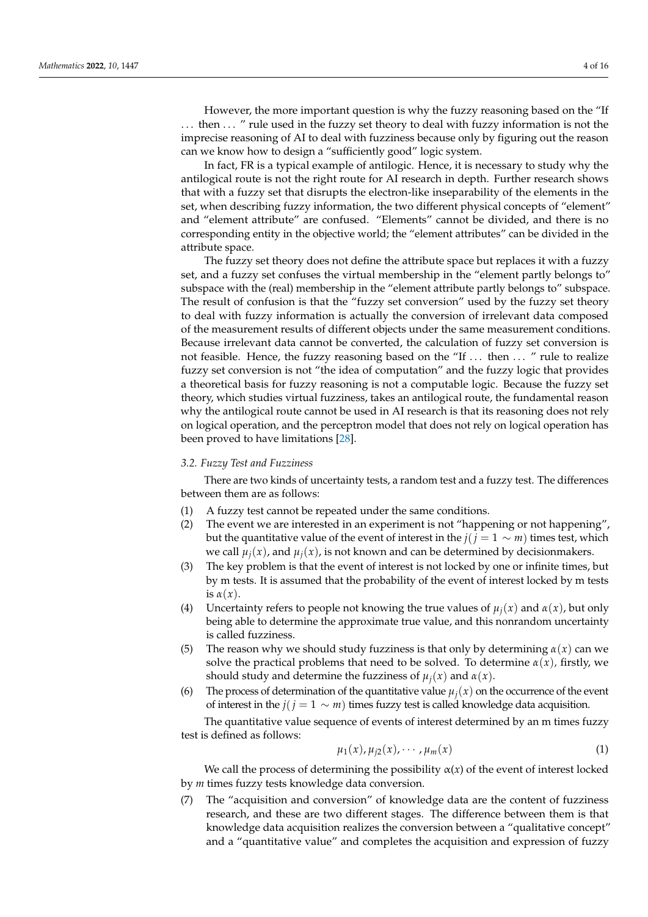However, the more important question is why the fuzzy reasoning based on the "If … then … " rule used in the fuzzy set theory to deal with fuzzy information is not the imprecise reasoning of AI to deal with fuzziness because only by figuring out the reason can we know how to design a "sufficiently good" logic system.

In fact, FR is a typical example of antilogic. Hence, it is necessary to study why the antilogical route is not the right route for AI research in depth. Further research shows that with a fuzzy set that disrupts the electron-like inseparability of the elements in the set, when describing fuzzy information, the two different physical concepts of "element" and "element attribute" are confused. "Elements" cannot be divided, and there is no corresponding entity in the objective world; the "element attributes" can be divided in the attribute space.

The fuzzy set theory does not define the attribute space but replaces it with a fuzzy set, and a fuzzy set confuses the virtual membership in the "element partly belongs to" subspace with the (real) membership in the "element attribute partly belongs to" subspace. The result of confusion is that the "fuzzy set conversion" used by the fuzzy set theory to deal with fuzzy information is actually the conversion of irrelevant data composed of the measurement results of different objects under the same measurement conditions. Because irrelevant data cannot be converted, the calculation of fuzzy set conversion is not feasible. Hence, the fuzzy reasoning based on the "If … then … " rule to realize fuzzy set conversion is not "the idea of computation" and the fuzzy logic that provides a theoretical basis for fuzzy reasoning is not a computable logic. Because the fuzzy set theory, which studies virtual fuzziness, takes an antilogical route, the fundamental reason why the antilogical route cannot be used in AI research is that its reasoning does not rely on logical operation, and the perceptron model that does not rely on logical operation has been proved to have limitations [28].

### *3.2. Fuzzy Test and Fuzziness*

There are two kinds of uncertainty tests, a random test and a fuzzy test. The differences between them are as follows:

(1) A fuzzy test cannot be repeated under the same conditions.

(2) The event we are interested in an experiment is not "happening or not happening", but the quantitative value of the event of interest in the $j(j = 1 \sim m)$ times test, which we call $\mu_j(x)$, and $\mu_j(x)$, is not known and can be determined by decisionmakers.

(3) The key problem is that the event of interest is not locked by one or infinite times, but by m tests. It is assumed that the probability of the event of interest locked by m tests is $\alpha(x)$.

(4) Uncertainty refers to people not knowing the true values of $\mu_j(x)$ and $\alpha(x)$, but only being able to determine the approximate true value, and this nonrandom uncertainty is called fuzziness.

(5) The reason why we should study fuzziness is that only by determining $\alpha(x)$ can we solve the practical problems that need to be solved. To determine $\alpha(x)$, firstly, we should study and determine the fuzziness of $\mu_j(x)$ and $\alpha(x)$.

(6) The process of determination of the quantitative value $\mu_j(x)$ on the occurrence of the event of interest in the $j(j = 1 \sim m)$ times fuzzy test is called knowledge data acquisition.

The quantitative value sequence of events of interest determined by an m times fuzzy test is defined as follows:

$$\mu_1(x), \mu_{j2}(x), \cdots, \mu_m(x) \tag{1}$$

We call the process of determining the possibility $\alpha(x)$ of the event of interest locked by *m* times fuzzy tests knowledge data conversion.

(7) The "acquisition and conversion" of knowledge data are the content of fuzziness research, and these are two different stages. The difference between them is that knowledge data acquisition realizes the conversion between a "qualitative concept" and a "quantitative value" and completes the acquisition and expression of fuzzy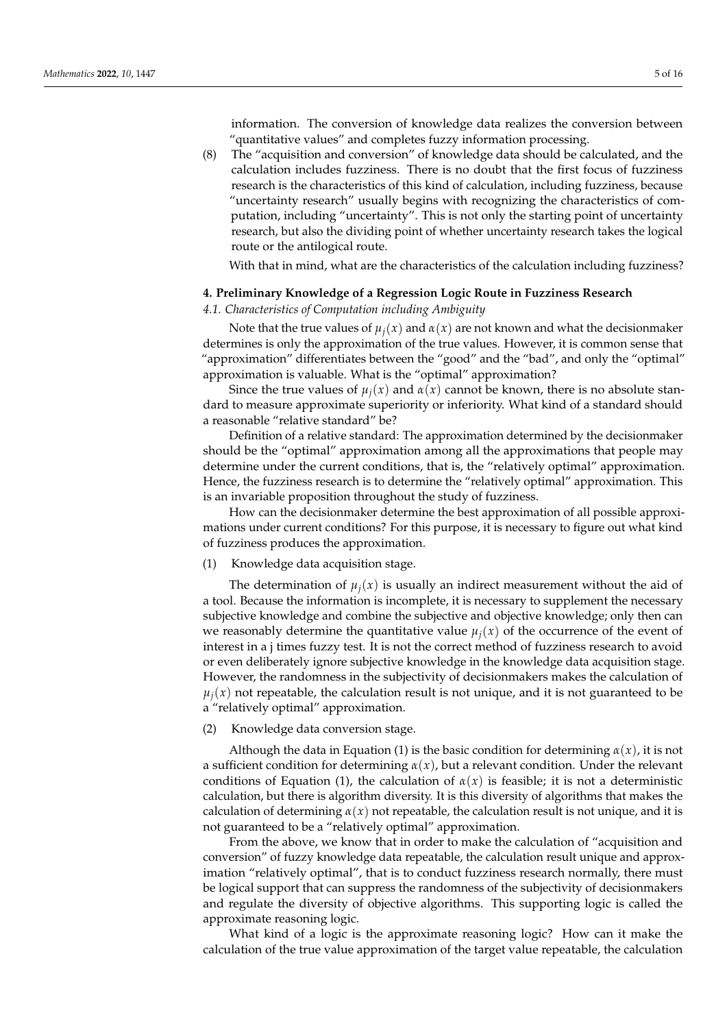information. The conversion of knowledge data realizes the conversion between "quantitative values" and completes fuzzy information processing.

(8) The "acquisition and conversion" of knowledge data should be calculated, and the calculation includes fuzziness. There is no doubt that the first focus of fuzziness research is the characteristics of this kind of calculation, including fuzziness, because "uncertainty research" usually begins with recognizing the characteristics of computation, including "uncertainty". This is not only the starting point of uncertainty research, but also the dividing point of whether uncertainty research takes the logical route or the antilogical route.

With that in mind, what are the characteristics of the calculation including fuzziness?

## 4. Preliminary Knowledge of a Regression Logic Route in Fuzziness Research

### *4.1. Characteristics of Computation including Ambiguity*

Note that the true values of $\mu_j(x)$ and $\alpha(x)$ are not known and what the decisionmaker determines is only the approximation of the true values. However, it is common sense that "approximation" differentiates between the "good" and the "bad", and only the "optimal" approximation is valuable. What is the "optimal" approximation?

Since the true values of $\mu_j(x)$ and $\alpha(x)$ cannot be known, there is no absolute standard to measure approximate superiority or inferiority. What kind of a standard should a reasonable "relative standard" be?

Definition of a relative standard: The approximation determined by the decisionmaker should be the "optimal" approximation among all the approximations that people may determine under the current conditions, that is, the "relatively optimal" approximation. Hence, the fuzziness research is to determine the "relatively optimal" approximation. This is an invariable proposition throughout the study of fuzziness.

How can the decisionmaker determine the best approximation of all possible approximations under current conditions? For this purpose, it is necessary to figure out what kind of fuzziness produces the approximation.

(1) Knowledge data acquisition stage.

The determination of $\mu_j(x)$ is usually an indirect measurement without the aid of a tool. Because the information is incomplete, it is necessary to supplement the necessary subjective knowledge and combine the subjective and objective knowledge; only then can we reasonably determine the quantitative value $\mu_j(x)$ of the occurrence of the event of interest in a j times fuzzy test. It is not the correct method of fuzziness research to avoid or even deliberately ignore subjective knowledge in the knowledge data acquisition stage. However, the randomness in the subjectivity of decisionmakers makes the calculation of $\mu_j(x)$ not repeatable, the calculation result is not unique, and it is not guaranteed to be a "relatively optimal" approximation.

(2) Knowledge data conversion stage.

Although the data in Equation (1) is the basic condition for determining $\alpha(x)$, it is not a sufficient condition for determining $\alpha(x)$, but a relevant condition. Under the relevant conditions of Equation (1), the calculation of $\alpha(x)$ is feasible; it is not a deterministic calculation, but there is algorithm diversity. It is this diversity of algorithms that makes the calculation of determining $\alpha(x)$ not repeatable, the calculation result is not unique, and it is not guaranteed to be a "relatively optimal" approximation.

From the above, we know that in order to make the calculation of "acquisition and conversion" of fuzzy knowledge data repeatable, the calculation result unique and approximation "relatively optimal", that is to conduct fuzziness research normally, there must be logical support that can suppress the randomness of the subjectivity of decisionmakers and regulate the diversity of objective algorithms. This supporting logic is called the approximate reasoning logic.

What kind of a logic is the approximate reasoning logic? How can it make the calculation of the true value approximation of the target value repeatable, the calculation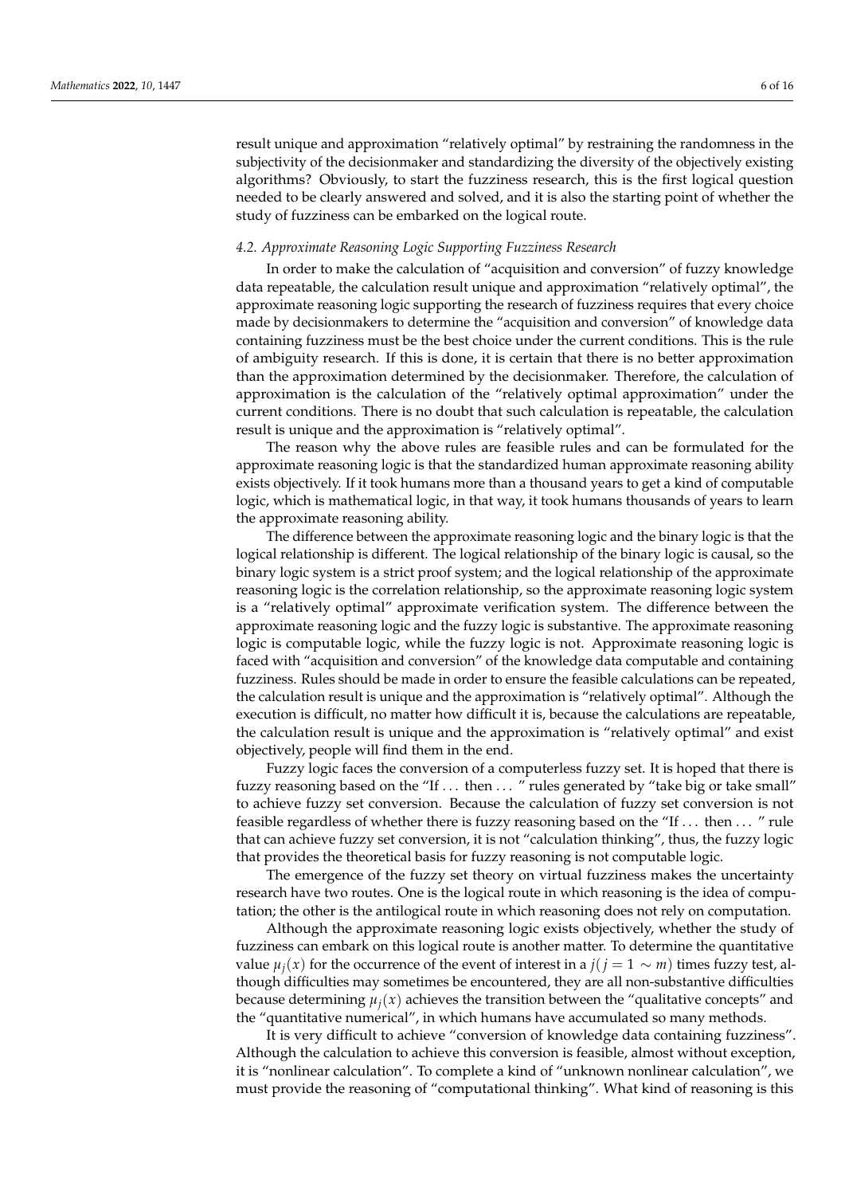result unique and approximation "relatively optimal" by restraining the randomness in the subjectivity of the decisionmaker and standardizing the diversity of the objectively existing algorithms? Obviously, to start the fuzziness research, this is the first logical question needed to be clearly answered and solved, and it is also the starting point of whether the study of fuzziness can be embarked on the logical route.

### *4.2. Approximate Reasoning Logic Supporting Fuzziness Research*

In order to make the calculation of "acquisition and conversion" of fuzzy knowledge data repeatable, the calculation result unique and approximation "relatively optimal", the approximate reasoning logic supporting the research of fuzziness requires that every choice made by decisionmakers to determine the "acquisition and conversion" of knowledge data containing fuzziness must be the best choice under the current conditions. This is the rule of ambiguity research. If this is done, it is certain that there is no better approximation than the approximation determined by the decisionmaker. Therefore, the calculation of approximation is the calculation of the "relatively optimal approximation" under the current conditions. There is no doubt that such calculation is repeatable, the calculation result is unique and the approximation is "relatively optimal".

The reason why the above rules are feasible rules and can be formulated for the approximate reasoning logic is that the standardized human approximate reasoning ability exists objectively. If it took humans more than a thousand years to get a kind of computable logic, which is mathematical logic, in that way, it took humans thousands of years to learn the approximate reasoning ability.

The difference between the approximate reasoning logic and the binary logic is that the logical relationship is different. The logical relationship of the binary logic is causal, so the binary logic system is a strict proof system; and the logical relationship of the approximate reasoning logic is the correlation relationship, so the approximate reasoning logic system is a "relatively optimal" approximate verification system. The difference between the approximate reasoning logic and the fuzzy logic is substantive. The approximate reasoning logic is computable logic, while the fuzzy logic is not. Approximate reasoning logic is faced with "acquisition and conversion" of the knowledge data computable and containing fuzziness. Rules should be made in order to ensure the feasible calculations can be repeated, the calculation result is unique and the approximation is "relatively optimal". Although the execution is difficult, no matter how difficult it is, because the calculations are repeatable, the calculation result is unique and the approximation is "relatively optimal" and exist objectively, people will find them in the end.

Fuzzy logic faces the conversion of a computerless fuzzy set. It is hoped that there is fuzzy reasoning based on the "If ... then ... " rules generated by "take big or take small" to achieve fuzzy set conversion. Because the calculation of fuzzy set conversion is not feasible regardless of whether there is fuzzy reasoning based on the "If ... then ... " rule that can achieve fuzzy set conversion, it is not "calculation thinking", thus, the fuzzy logic that provides the theoretical basis for fuzzy reasoning is not computable logic.

The emergence of the fuzzy set theory on virtual fuzziness makes the uncertainty research have two routes. One is the logical route in which reasoning is the idea of computation; the other is the antilogical route in which reasoning does not rely on computation.

Although the approximate reasoning logic exists objectively, whether the study of fuzziness can embark on this logical route is another matter. To determine the quantitative value $\mu_j(x)$ for the occurrence of the event of interest in a $j(j = 1 \sim m)$ times fuzzy test, although difficulties may sometimes be encountered, they are all non-substantive difficulties because determining $\mu_j(x)$ achieves the transition between the "qualitative concepts" and the "quantitative numerical", in which humans have accumulated so many methods.

It is very difficult to achieve "conversion of knowledge data containing fuzziness". Although the calculation to achieve this conversion is feasible, almost without exception, it is "nonlinear calculation". To complete a kind of "unknown nonlinear calculation", we must provide the reasoning of "computational thinking". What kind of reasoning is this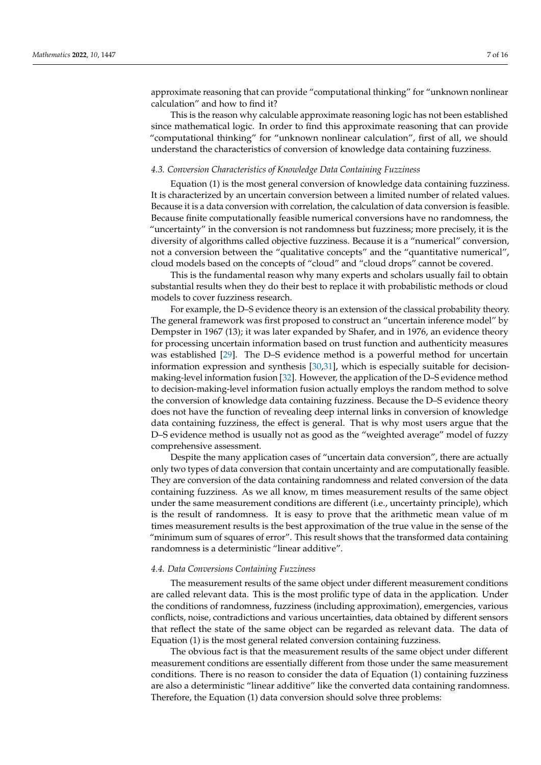approximate reasoning that can provide "computational thinking" for "unknown nonlinear calculation" and how to find it?

This is the reason why calculable approximate reasoning logic has not been established since mathematical logic. In order to find this approximate reasoning that can provide "computational thinking" for "unknown nonlinear calculation", first of all, we should understand the characteristics of conversion of knowledge data containing fuzziness.

### *4.3. Conversion Characteristics of Knowledge Data Containing Fuzziness*

Equation (1) is the most general conversion of knowledge data containing fuzziness. It is characterized by an uncertain conversion between a limited number of related values. Because it is a data conversion with correlation, the calculation of data conversion is feasible. Because finite computationally feasible numerical conversions have no randomness, the "uncertainty" in the conversion is not randomness but fuzziness; more precisely, it is the diversity of algorithms called objective fuzziness. Because it is a "numerical" conversion, not a conversion between the "qualitative concepts" and the "quantitative numerical", cloud models based on the concepts of "cloud" and "cloud drops" cannot be covered.

This is the fundamental reason why many experts and scholars usually fail to obtain substantial results when they do their best to replace it with probabilistic methods or cloud models to cover fuzziness research.

For example, the D–S evidence theory is an extension of the classical probability theory. The general framework was first proposed to construct an "uncertain inference model" by Dempster in 1967 (13); it was later expanded by Shafer, and in 1976, an evidence theory for processing uncertain information based on trust function and authenticity measures was established [29]. The D–S evidence method is a powerful method for uncertain information expression and synthesis [30,31], which is especially suitable for decision-making-level information fusion [32]. However, the application of the D–S evidence method to decision-making-level information fusion actually employs the random method to solve the conversion of knowledge data containing fuzziness. Because the D–S evidence theory does not have the function of revealing deep internal links in conversion of knowledge data containing fuzziness, the effect is general. That is why most users argue that the D–S evidence method is usually not as good as the "weighted average" model of fuzzy comprehensive assessment.

Despite the many application cases of "uncertain data conversion", there are actually only two types of data conversion that contain uncertainty and are computationally feasible. They are conversion of the data containing randomness and related conversion of the data containing fuzziness. As we all know, m times measurement results of the same object under the same measurement conditions are different (i.e., uncertainty principle), which is the result of randomness. It is easy to prove that the arithmetic mean value of m times measurement results is the best approximation of the true value in the sense of the "minimum sum of squares of error". This result shows that the transformed data containing randomness is a deterministic "linear additive".

### *4.4. Data Conversions Containing Fuzziness*

The measurement results of the same object under different measurement conditions are called relevant data. This is the most prolific type of data in the application. Under the conditions of randomness, fuzziness (including approximation), emergencies, various conflicts, noise, contradictions and various uncertainties, data obtained by different sensors that reflect the state of the same object can be regarded as relevant data. The data of Equation (1) is the most general related conversion containing fuzziness.

The obvious fact is that the measurement results of the same object under different measurement conditions are essentially different from those under the same measurement conditions. There is no reason to consider the data of Equation (1) containing fuzziness are also a deterministic "linear additive" like the converted data containing randomness. Therefore, the Equation (1) data conversion should solve three problems: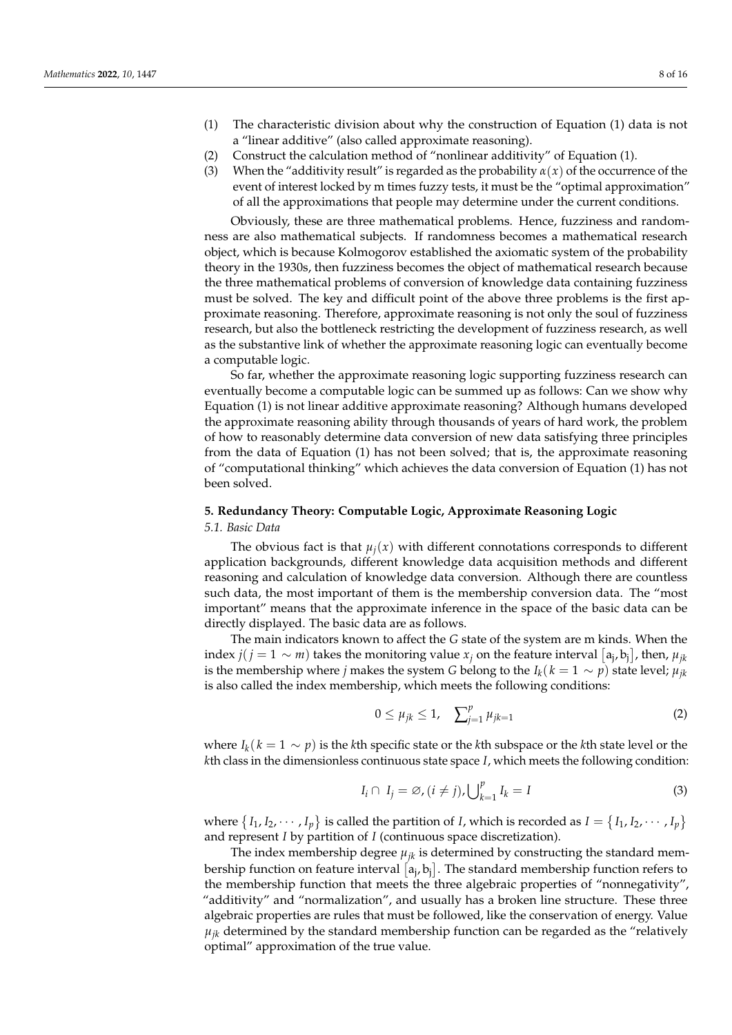(1) The characteristic division about why the construction of Equation (1) data is not a "linear additive" (also called approximate reasoning).
(2) Construct the calculation method of "nonlinear additivity" of Equation (1).
(3) When the "additivity result" is regarded as the probability $\alpha(x)$ of the occurrence of the event of interest locked by m times fuzzy tests, it must be the "optimal approximation" of all the approximations that people may determine under the current conditions.

Obviously, these are three mathematical problems. Hence, fuzziness and randomness are also mathematical subjects. If randomness becomes a mathematical research object, which is because Kolmogorov established the axiomatic system of the probability theory in the 1930s, then fuzziness becomes the object of mathematical research because the three mathematical problems of conversion of knowledge data containing fuzziness must be solved. The key and difficult point of the above three problems is the first approximate reasoning. Therefore, approximate reasoning is not only the soul of fuzziness research, but also the bottleneck restricting the development of fuzziness research, as well as the substantive link of whether the approximate reasoning logic can eventually become a computable logic.

So far, whether the approximate reasoning logic supporting fuzziness research can eventually become a computable logic can be summed up as follows: Can we show why Equation (1) is not linear additive approximate reasoning? Although humans developed the approximate reasoning ability through thousands of years of hard work, the problem of how to reasonably determine data conversion of new data satisfying three principles from the data of Equation (1) has not been solved; that is, the approximate reasoning of "computational thinking" which achieves the data conversion of Equation (1) has not been solved.

## 5. Redundancy Theory: Computable Logic, Approximate Reasoning Logic

### 5.1. Basic Data

The obvious fact is that $\mu_j(x)$ with different connotations corresponds to different application backgrounds, different knowledge data acquisition methods and different reasoning and calculation of knowledge data conversion. Although there are countless such data, the most important of them is the membership conversion data. The "most important" means that the approximate inference in the space of the basic data can be directly displayed. The basic data are as follows.

The main indicators known to affect the $G$ state of the system are m kinds. When the index $j(j = 1 \sim m)$ takes the monitoring value $x_j$ on the feature interval $[\mathrm{a_j}, \mathrm{b_j}]$, then, $\mu_{jk}$ is the membership where $j$ makes the system $G$ belong to the $I_k(k = 1 \sim p)$ state level; $\mu_{jk}$ is also called the index membership, which meets the following conditions:

$$0 \leq \mu_{jk} \leq 1, \quad \sum\nolimits_{j=1}^{p} \mu_{jk=1} \tag{2}$$

where $I_k(k = 1 \sim p)$ is the $k$th specific state or the $k$th subspace or the $k$th state level or the $k$th class in the dimensionless continuous state space $I$, which meets the following condition:

$$I_i \cap I_j = \varnothing, (i \neq j), \bigcup\nolimits_{k=1}^{p} I_k = I \tag{3}$$

where $\{I_1, I_2, \cdots, I_p\}$ is called the partition of $I$, which is recorded as $I = \{I_1, I_2, \cdots, I_p\}$ and represent $I$ by partition of $I$ (continuous space discretization).

The index membership degree $\mu_{jk}$ is determined by constructing the standard membership function on feature interval $[\mathrm{a_j}, \mathrm{b_j}]$. The standard membership function refers to the membership function that meets the three algebraic properties of "nonnegativity", "additivity" and "normalization", and usually has a broken line structure. These three algebraic properties are rules that must be followed, like the conservation of energy. Value $\mu_{jk}$ determined by the standard membership function can be regarded as the "relatively optimal" approximation of the true value.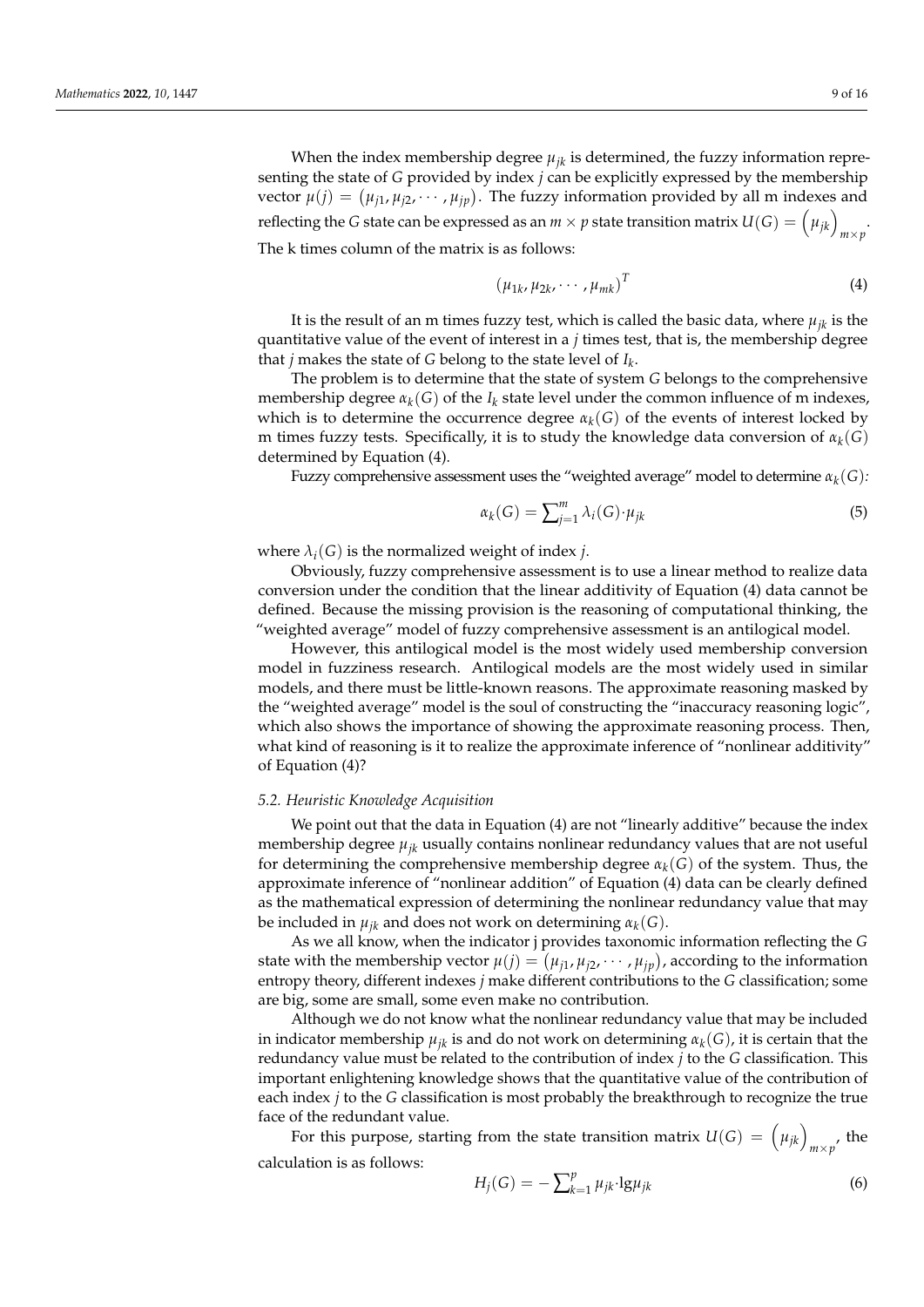When the index membership degree $\mu_{jk}$ is determined, the fuzzy information representing the state of $G$ provided by index $j$ can be explicitly expressed by the membership vector $\mu(j) = (\mu_{j1}, \mu_{j2}, \cdots, \mu_{jp})$. The fuzzy information provided by all m indexes and reflecting the $G$ state can be expressed as an $m \times p$ state transition matrix $U(G) = \left(\mu_{jk}\right)_{m\times p}$. The k times column of the matrix is as follows:

$$(\mu_{1k}, \mu_{2k}, \cdots, \mu_{mk})^T \tag{4}$$

It is the result of an m times fuzzy test, which is called the basic data, where $\mu_{jk}$ is the quantitative value of the event of interest in a $j$ times test, that is, the membership degree that $j$ makes the state of $G$ belong to the state level of $I_k$.

The problem is to determine that the state of system $G$ belongs to the comprehensive membership degree $\alpha_k(G)$ of the $I_k$ state level under the common influence of m indexes, which is to determine the occurrence degree $\alpha_k(G)$ of the events of interest locked by m times fuzzy tests. Specifically, it is to study the knowledge data conversion of $\alpha_k(G)$ determined by Equation (4).

Fuzzy comprehensive assessment uses the "weighted average" model to determine $\alpha_k(G)$:

$$\alpha_k(G) = \sum_{j=1}^{m} \lambda_i(G) \cdot \mu_{jk} \tag{5}$$

where $\lambda_i(G)$ is the normalized weight of index $j$.

Obviously, fuzzy comprehensive assessment is to use a linear method to realize data conversion under the condition that the linear additivity of Equation (4) data cannot be defined. Because the missing provision is the reasoning of computational thinking, the "weighted average" model of fuzzy comprehensive assessment is an antilogical model.

However, this antilogical model is the most widely used membership conversion model in fuzziness research. Antilogical models are the most widely used in similar models, and there must be little-known reasons. The approximate reasoning masked by the "weighted average" model is the soul of constructing the "inaccuracy reasoning logic", which also shows the importance of showing the approximate reasoning process. Then, what kind of reasoning is it to realize the approximate inference of "nonlinear additivity" of Equation (4)?

### *5.2. Heuristic Knowledge Acquisition*

We point out that the data in Equation (4) are not "linearly additive" because the index membership degree $\mu_{jk}$ usually contains nonlinear redundancy values that are not useful for determining the comprehensive membership degree $\alpha_k(G)$ of the system. Thus, the approximate inference of "nonlinear addition" of Equation (4) data can be clearly defined as the mathematical expression of determining the nonlinear redundancy value that may be included in $\mu_{jk}$ and does not work on determining $\alpha_k(G)$.

As we all know, when the indicator j provides taxonomic information reflecting the $G$ state with the membership vector $\mu(j) = (\mu_{j1}, \mu_{j2}, \cdots, \mu_{jp})$, according to the information entropy theory, different indexes $j$ make different contributions to the $G$ classification; some are big, some are small, some even make no contribution.

Although we do not know what the nonlinear redundancy value that may be included in indicator membership $\mu_{jk}$ is and do not work on determining $\alpha_k(G)$, it is certain that the redundancy value must be related to the contribution of index $j$ to the $G$ classification. This important enlightening knowledge shows that the quantitative value of the contribution of each index $j$ to the $G$ classification is most probably the breakthrough to recognize the true face of the redundant value.

For this purpose, starting from the state transition matrix $U(G) = \left(\mu_{jk}\right)_{m\times p}$, the calculation is as follows:

$$H_j(G) = -\sum_{k=1}^{p} \mu_{jk} \cdot \lg \mu_{jk} \tag{6}$$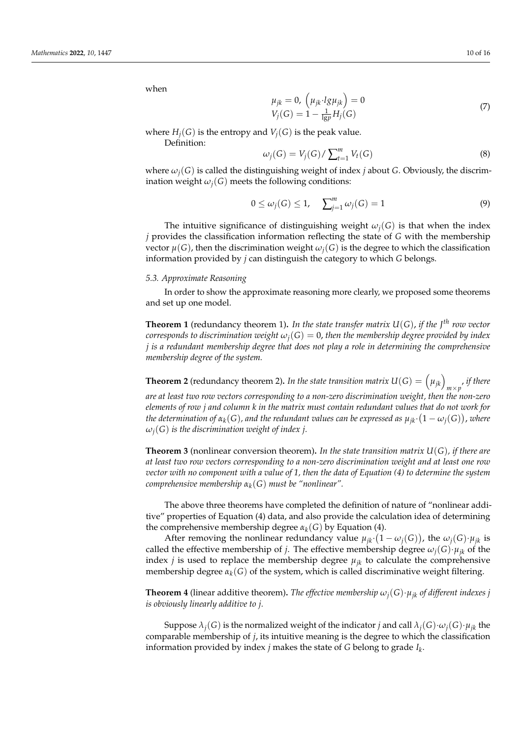when

$$\begin{array}{l} \mu_{jk} = 0, \ \left(\mu_{jk} \cdot lg\mu_{jk}\right) = 0 \\ V_j(G) = 1 - \frac{1}{\lg p} H_j(G) \end{array} \tag{7}$$

where $H_j(G)$ is the entropy and $V_j(G)$ is the peak value.

Definition:

$$\omega_j(G) = V_j(G) / \sum_{t=1}^{m} V_t(G) \tag{8}$$

where $\omega_j(G)$ is called the distinguishing weight of index $j$ about $G$. Obviously, the discrimination weight $\omega_j(G)$ meets the following conditions:

$$0 \le \omega_j(G) \le 1, \quad \sum_{j=1}^{m} \omega_j(G) = 1 \tag{9}$$

The intuitive significance of distinguishing weight $\omega_j(G)$ is that when the index $j$ provides the classification information reflecting the state of $G$ with the membership vector $\mu(G)$, then the discrimination weight $\omega_j(G)$ is the degree to which the classification information provided by $j$ can distinguish the category to which $G$ belongs.

### 5.3. Approximate Reasoning

In order to show the approximate reasoning more clearly, we proposed some theorems and set up one model.

**Theorem 1** (redundancy theorem 1)**.** *In the state transfer matrix $U(G)$, if the $J^{th}$ row vector corresponds to discrimination weight $\omega_j(G) = 0$, then the membership degree provided by index $j$ is a redundant membership degree that does not play a role in determining the comprehensive membership degree of the system.*

**Theorem 2** (redundancy theorem 2)**.** *In the state transition matrix $U(G) = \left(\mu_{jk}\right)_{m \times p}$, if there are at least two row vectors corresponding to a non-zero discrimination weight, then the non-zero elements of row $j$ and column $k$ in the matrix must contain redundant values that do not work for the determination of $\alpha_k(G)$, and the redundant values can be expressed as $\mu_{jk} \cdot \left(1 - \omega_j(G)\right)$, where $\omega_j(G)$ is the discrimination weight of index $j$.*

**Theorem 3** (nonlinear conversion theorem)**.** *In the state transition matrix $U(G)$, if there are at least two row vectors corresponding to a non-zero discrimination weight and at least one row vector with no component with a value of 1, then the data of Equation (4) to determine the system comprehensive membership $\alpha_k(G)$ must be "nonlinear".*

The above three theorems have completed the definition of nature of "nonlinear additive" properties of Equation (4) data, and also provide the calculation idea of determining the comprehensive membership degree $\alpha_k(G)$ by Equation (4).

After removing the nonlinear redundancy value $\mu_{jk} \cdot \left(1 - \omega_j(G)\right)$, the $\omega_j(G) \cdot \mu_{jk}$ is called the effective membership of $j$. The effective membership degree $\omega_j(G) \cdot \mu_{jk}$ of the index $j$ is used to replace the membership degree $\mu_{jk}$ to calculate the comprehensive membership degree $\alpha_k(G)$ of the system, which is called discriminative weight filtering.

**Theorem 4** (linear additive theorem)**.** *The effective membership $\omega_j(G) \cdot \mu_{jk}$ of different indexes $j$ is obviously linearly additive to $j$.*

Suppose $\lambda_j(G)$ is the normalized weight of the indicator $j$ and call $\lambda_j(G) \cdot \omega_j(G) \cdot \mu_{jk}$ the comparable membership of $j$, its intuitive meaning is the degree to which the classification information provided by index $j$ makes the state of $G$ belong to grade $I_k$.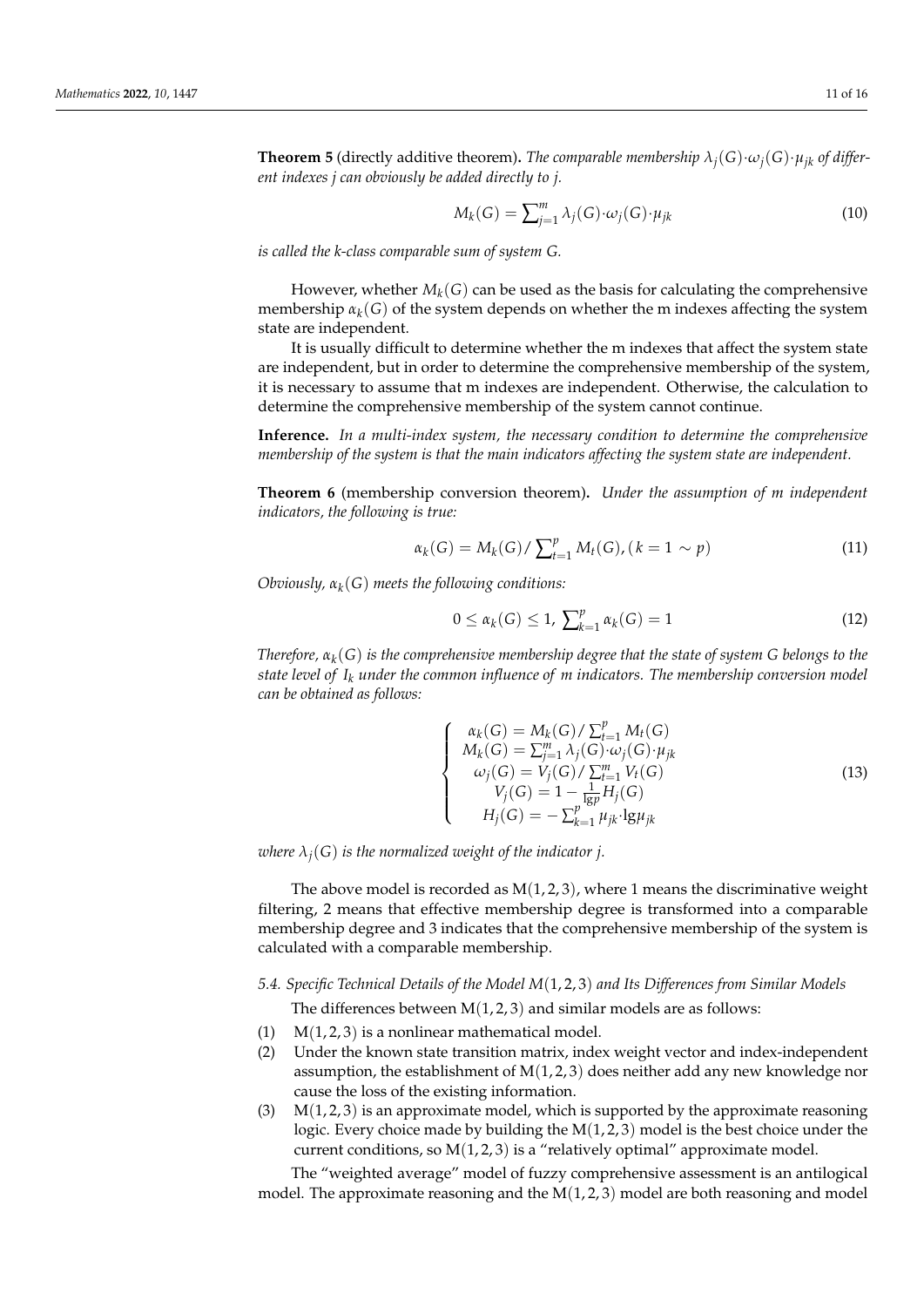**Theorem 5** (directly additive theorem)**.** *The comparable membership $\lambda_j(G) \cdot \omega_j(G) \cdot \mu_{jk}$ of different indexes j can obviously be added directly to j.*

$$M_k(G) = \sum_{j=1}^{m} \lambda_j(G) \cdot \omega_j(G) \cdot \mu_{jk} \tag{10}$$

*is called the k-class comparable sum of system G.*

However, whether $M_k(G)$ can be used as the basis for calculating the comprehensive membership $\alpha_k(G)$ of the system depends on whether the m indexes affecting the system state are independent.

It is usually difficult to determine whether the m indexes that affect the system state are independent, but in order to determine the comprehensive membership of the system, it is necessary to assume that m indexes are independent. Otherwise, the calculation to determine the comprehensive membership of the system cannot continue.

**Inference.** *In a multi-index system, the necessary condition to determine the comprehensive membership of the system is that the main indicators affecting the system state are independent.*

**Theorem 6** (membership conversion theorem)**.** *Under the assumption of m independent indicators, the following is true:*

$$\alpha_k(G) = M_k(G) / \sum_{t=1}^{p} M_t(G), (k = 1 \sim p) \tag{11}$$

*Obviously, $\alpha_k(G)$ meets the following conditions:*

$$0 \leq \alpha_k(G) \leq 1, \ \sum_{k=1}^{p} \alpha_k(G) = 1 \tag{12}$$

*Therefore, $\alpha_k(G)$ is the comprehensive membership degree that the state of system G belongs to the state level of $I_k$ under the common influence of m indicators. The membership conversion model can be obtained as follows:*

$$\begin{cases} \alpha_k(G) = M_k(G) / \sum_{t=1}^{p} M_t(G) \\ M_k(G) = \sum_{j=1}^{m} \lambda_j(G) \cdot \omega_j(G) \cdot \mu_{jk} \\ \omega_j(G) = V_j(G) / \sum_{t=1}^{m} V_t(G) \\ V_j(G) = 1 - \frac{1}{\lg p} H_j(G) \\ H_j(G) = -\sum_{k=1}^{p} \mu_{jk} \cdot \lg \mu_{jk} \end{cases} \tag{13}$$

*where $\lambda_j(G)$ is the normalized weight of the indicator j.*

The above model is recorded as $M(1,2,3)$, where 1 means the discriminative weight filtering, 2 means that effective membership degree is transformed into a comparable membership degree and 3 indicates that the comprehensive membership of the system is calculated with a comparable membership.

### *5.4. Specific Technical Details of the Model $M(1,2,3)$ and Its Differences from Similar Models*

The differences between $M(1,2,3)$ and similar models are as follows:

(1) $M(1,2,3)$ is a nonlinear mathematical model.
(2) Under the known state transition matrix, index weight vector and index-independent assumption, the establishment of $M(1,2,3)$ does neither add any new knowledge nor cause the loss of the existing information.
(3) $M(1,2,3)$ is an approximate model, which is supported by the approximate reasoning logic. Every choice made by building the $M(1,2,3)$ model is the best choice under the current conditions, so $M(1,2,3)$ is a "relatively optimal" approximate model.

The "weighted average" model of fuzzy comprehensive assessment is an antilogical model. The approximate reasoning and the $M(1,2,3)$ model are both reasoning and model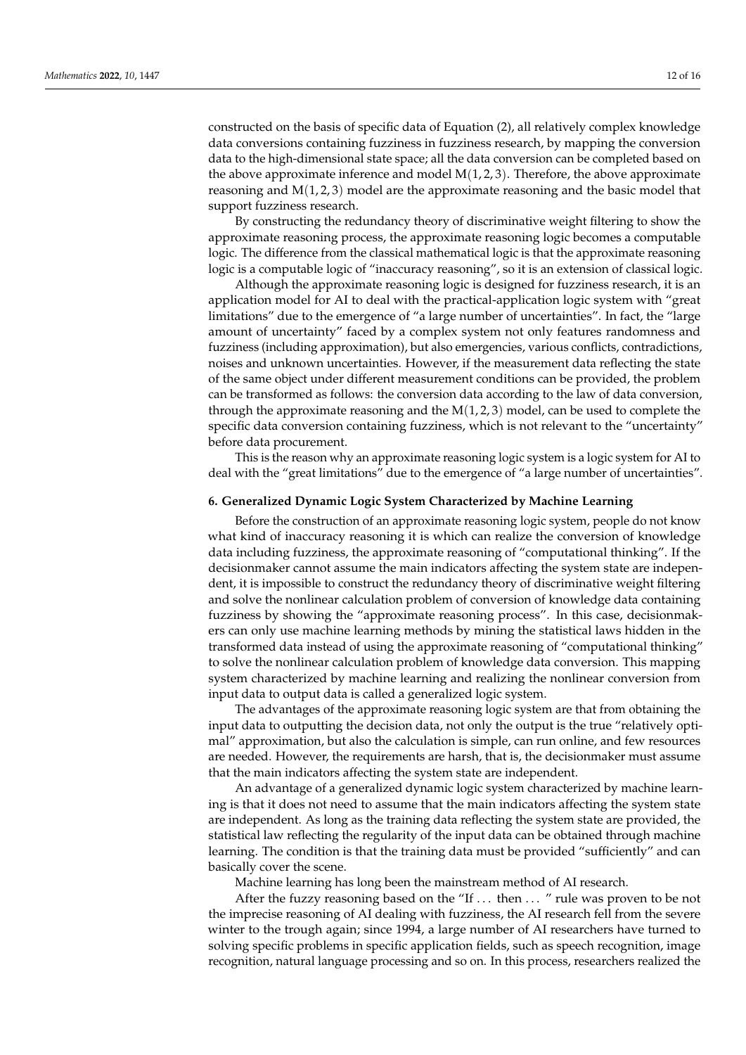constructed on the basis of specific data of Equation (2), all relatively complex knowledge data conversions containing fuzziness in fuzziness research, by mapping the conversion data to the high-dimensional state space; all the data conversion can be completed based on the above approximate inference and model $M(1, 2, 3)$. Therefore, the above approximate reasoning and $M(1, 2, 3)$ model are the approximate reasoning and the basic model that support fuzziness research.

By constructing the redundancy theory of discriminative weight filtering to show the approximate reasoning process, the approximate reasoning logic becomes a computable logic. The difference from the classical mathematical logic is that the approximate reasoning logic is a computable logic of "inaccuracy reasoning", so it is an extension of classical logic.

Although the approximate reasoning logic is designed for fuzziness research, it is an application model for AI to deal with the practical-application logic system with "great limitations" due to the emergence of "a large number of uncertainties". In fact, the "large amount of uncertainty" faced by a complex system not only features randomness and fuzziness (including approximation), but also emergencies, various conflicts, contradictions, noises and unknown uncertainties. However, if the measurement data reflecting the state of the same object under different measurement conditions can be provided, the problem can be transformed as follows: the conversion data according to the law of data conversion, through the approximate reasoning and the $M(1, 2, 3)$ model, can be used to complete the specific data conversion containing fuzziness, which is not relevant to the "uncertainty" before data procurement.

This is the reason why an approximate reasoning logic system is a logic system for AI to deal with the "great limitations" due to the emergence of "a large number of uncertainties".

## 6. Generalized Dynamic Logic System Characterized by Machine Learning

Before the construction of an approximate reasoning logic system, people do not know what kind of inaccuracy reasoning it is which can realize the conversion of knowledge data including fuzziness, the approximate reasoning of "computational thinking". If the decisionmaker cannot assume the main indicators affecting the system state are independent, it is impossible to construct the redundancy theory of discriminative weight filtering and solve the nonlinear calculation problem of conversion of knowledge data containing fuzziness by showing the "approximate reasoning process". In this case, decisionmakers can only use machine learning methods by mining the statistical laws hidden in the transformed data instead of using the approximate reasoning of "computational thinking" to solve the nonlinear calculation problem of knowledge data conversion. This mapping system characterized by machine learning and realizing the nonlinear conversion from input data to output data is called a generalized logic system.

The advantages of the approximate reasoning logic system are that from obtaining the input data to outputting the decision data, not only the output is the true "relatively optimal" approximation, but also the calculation is simple, can run online, and few resources are needed. However, the requirements are harsh, that is, the decisionmaker must assume that the main indicators affecting the system state are independent.

An advantage of a generalized dynamic logic system characterized by machine learning is that it does not need to assume that the main indicators affecting the system state are independent. As long as the training data reflecting the system state are provided, the statistical law reflecting the regularity of the input data can be obtained through machine learning. The condition is that the training data must be provided "sufficiently" and can basically cover the scene.

Machine learning has long been the mainstream method of AI research.

After the fuzzy reasoning based on the "If ... then ... " rule was proven to be not the imprecise reasoning of AI dealing with fuzziness, the AI research fell from the severe winter to the trough again; since 1994, a large number of AI researchers have turned to solving specific problems in specific application fields, such as speech recognition, image recognition, natural language processing and so on. In this process, researchers realized the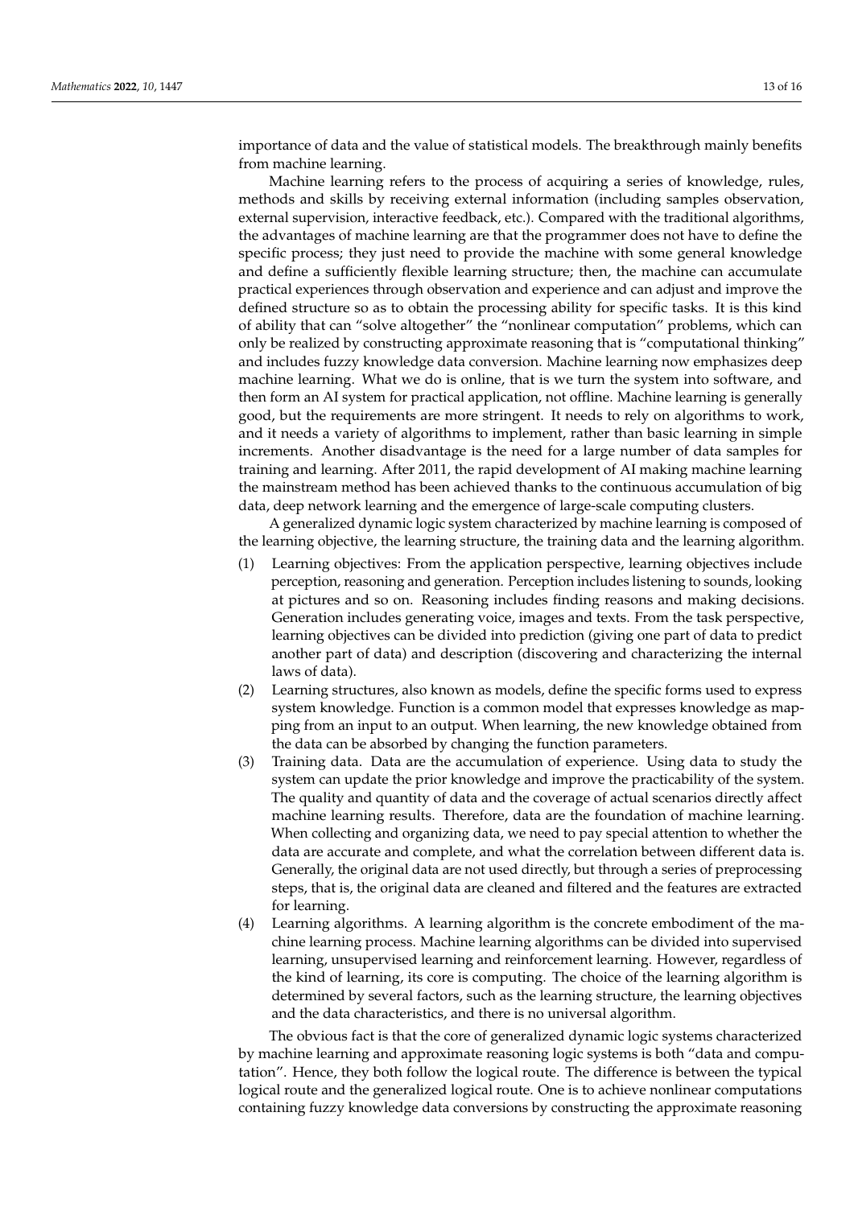importance of data and the value of statistical models. The breakthrough mainly benefits from machine learning.

Machine learning refers to the process of acquiring a series of knowledge, rules, methods and skills by receiving external information (including samples observation, external supervision, interactive feedback, etc.). Compared with the traditional algorithms, the advantages of machine learning are that the programmer does not have to define the specific process; they just need to provide the machine with some general knowledge and define a sufficiently flexible learning structure; then, the machine can accumulate practical experiences through observation and experience and can adjust and improve the defined structure so as to obtain the processing ability for specific tasks. It is this kind of ability that can "solve altogether" the "nonlinear computation" problems, which can only be realized by constructing approximate reasoning that is "computational thinking" and includes fuzzy knowledge data conversion. Machine learning now emphasizes deep machine learning. What we do is online, that is we turn the system into software, and then form an AI system for practical application, not offline. Machine learning is generally good, but the requirements are more stringent. It needs to rely on algorithms to work, and it needs a variety of algorithms to implement, rather than basic learning in simple increments. Another disadvantage is the need for a large number of data samples for training and learning. After 2011, the rapid development of AI making machine learning the mainstream method has been achieved thanks to the continuous accumulation of big data, deep network learning and the emergence of large-scale computing clusters.

A generalized dynamic logic system characterized by machine learning is composed of the learning objective, the learning structure, the training data and the learning algorithm.

(1) Learning objectives: From the application perspective, learning objectives include perception, reasoning and generation. Perception includes listening to sounds, looking at pictures and so on. Reasoning includes finding reasons and making decisions. Generation includes generating voice, images and texts. From the task perspective, learning objectives can be divided into prediction (giving one part of data to predict another part of data) and description (discovering and characterizing the internal laws of data).

(2) Learning structures, also known as models, define the specific forms used to express system knowledge. Function is a common model that expresses knowledge as mapping from an input to an output. When learning, the new knowledge obtained from the data can be absorbed by changing the function parameters.

(3) Training data. Data are the accumulation of experience. Using data to study the system can update the prior knowledge and improve the practicability of the system. The quality and quantity of data and the coverage of actual scenarios directly affect machine learning results. Therefore, data are the foundation of machine learning. When collecting and organizing data, we need to pay special attention to whether the data are accurate and complete, and what the correlation between different data is. Generally, the original data are not used directly, but through a series of preprocessing steps, that is, the original data are cleaned and filtered and the features are extracted for learning.

(4) Learning algorithms. A learning algorithm is the concrete embodiment of the machine learning process. Machine learning algorithms can be divided into supervised learning, unsupervised learning and reinforcement learning. However, regardless of the kind of learning, its core is computing. The choice of the learning algorithm is determined by several factors, such as the learning structure, the learning objectives and the data characteristics, and there is no universal algorithm.

The obvious fact is that the core of generalized dynamic logic systems characterized by machine learning and approximate reasoning logic systems is both "data and computation". Hence, they both follow the logical route. The difference is between the typical logical route and the generalized logical route. One is to achieve nonlinear computations containing fuzzy knowledge data conversions by constructing the approximate reasoning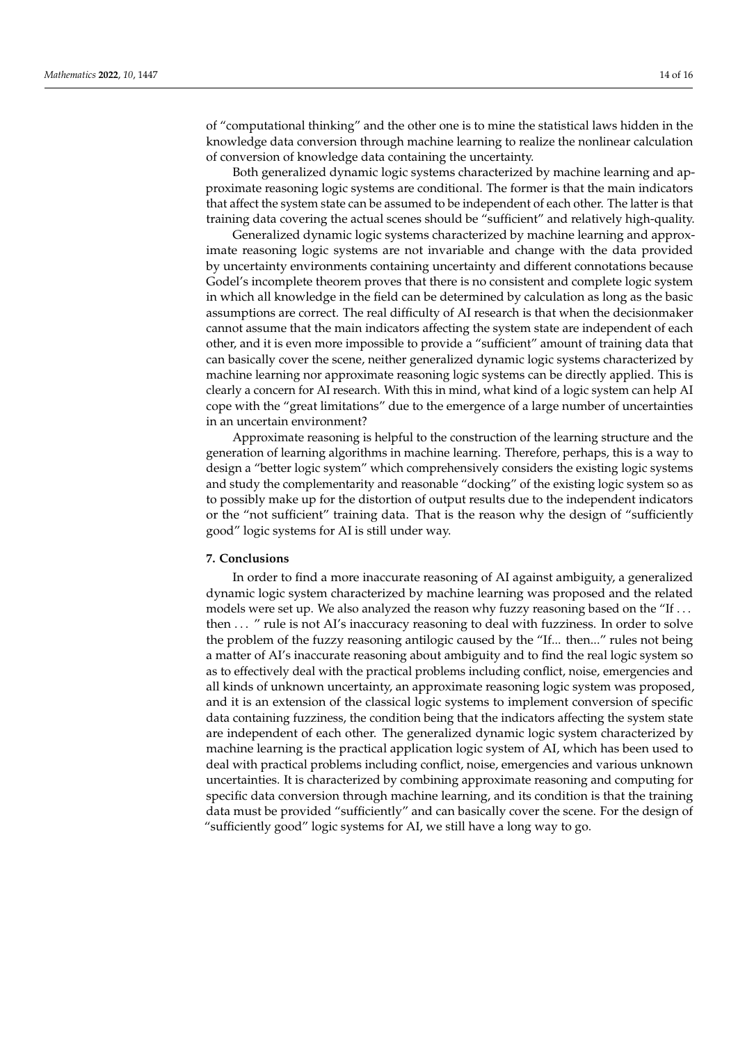of "computational thinking" and the other one is to mine the statistical laws hidden in the knowledge data conversion through machine learning to realize the nonlinear calculation of conversion of knowledge data containing the uncertainty.

Both generalized dynamic logic systems characterized by machine learning and approximate reasoning logic systems are conditional. The former is that the main indicators that affect the system state can be assumed to be independent of each other. The latter is that training data covering the actual scenes should be "sufficient" and relatively high-quality.

Generalized dynamic logic systems characterized by machine learning and approximate reasoning logic systems are not invariable and change with the data provided by uncertainty environments containing uncertainty and different connotations because Godel's incomplete theorem proves that there is no consistent and complete logic system in which all knowledge in the field can be determined by calculation as long as the basic assumptions are correct. The real difficulty of AI research is that when the decisionmaker cannot assume that the main indicators affecting the system state are independent of each other, and it is even more impossible to provide a "sufficient" amount of training data that can basically cover the scene, neither generalized dynamic logic systems characterized by machine learning nor approximate reasoning logic systems can be directly applied. This is clearly a concern for AI research. With this in mind, what kind of a logic system can help AI cope with the "great limitations" due to the emergence of a large number of uncertainties in an uncertain environment?

Approximate reasoning is helpful to the construction of the learning structure and the generation of learning algorithms in machine learning. Therefore, perhaps, this is a way to design a "better logic system" which comprehensively considers the existing logic systems and study the complementarity and reasonable "docking" of the existing logic system so as to possibly make up for the distortion of output results due to the independent indicators or the "not sufficient" training data. That is the reason why the design of "sufficiently good" logic systems for AI is still under way.

## 7. Conclusions

In order to find a more inaccurate reasoning of AI against ambiguity, a generalized dynamic logic system characterized by machine learning was proposed and the related models were set up. We also analyzed the reason why fuzzy reasoning based on the "If … then … " rule is not AI's inaccuracy reasoning to deal with fuzziness. In order to solve the problem of the fuzzy reasoning antilogic caused by the "If... then..." rules not being a matter of AI's inaccurate reasoning about ambiguity and to find the real logic system so as to effectively deal with the practical problems including conflict, noise, emergencies and all kinds of unknown uncertainty, an approximate reasoning logic system was proposed, and it is an extension of the classical logic systems to implement conversion of specific data containing fuzziness, the condition being that the indicators affecting the system state are independent of each other. The generalized dynamic logic system characterized by machine learning is the practical application logic system of AI, which has been used to deal with practical problems including conflict, noise, emergencies and various unknown uncertainties. It is characterized by combining approximate reasoning and computing for specific data conversion through machine learning, and its condition is that the training data must be provided "sufficiently" and can basically cover the scene. For the design of "sufficiently good" logic systems for AI, we still have a long way to go.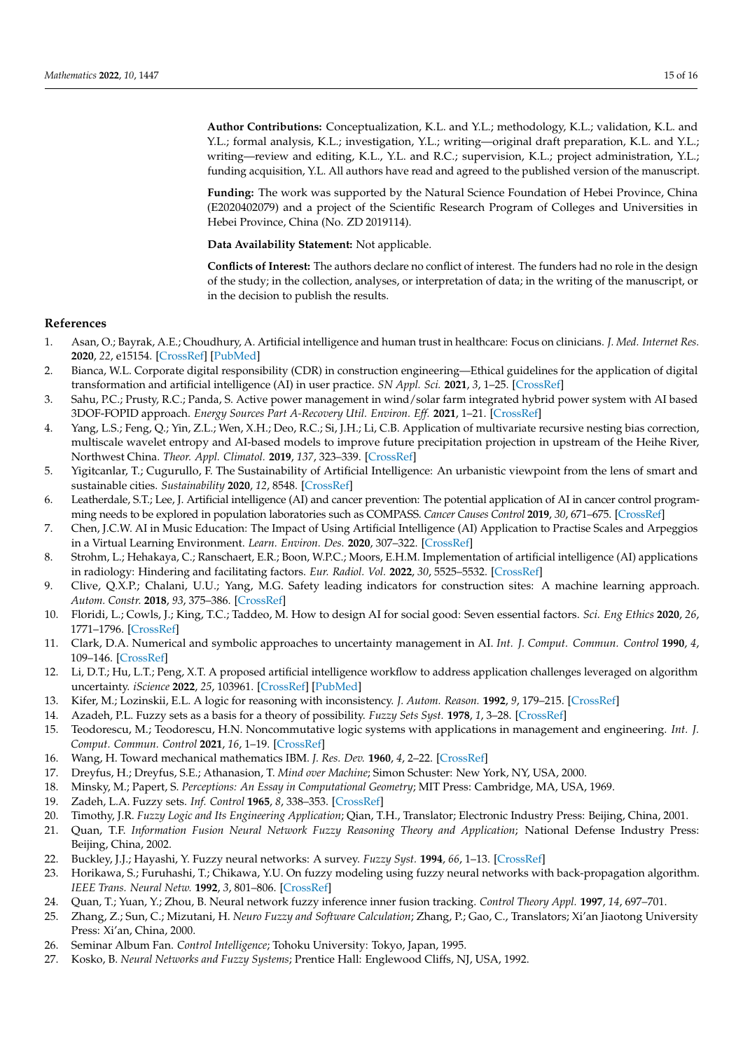**Author Contributions:** Conceptualization, K.L. and Y.L.; methodology, K.L.; validation, K.L. and Y.L.; formal analysis, K.L.; investigation, Y.L.; writing—original draft preparation, K.L. and Y.L.; writing—review and editing, K.L., Y.L. and R.C.; supervision, K.L.; project administration, Y.L.; funding acquisition, Y.L. All authors have read and agreed to the published version of the manuscript.

**Funding:** The work was supported by the Natural Science Foundation of Hebei Province, China (E2020402079) and a project of the Scientific Research Program of Colleges and Universities in Hebei Province, China (No. ZD 2019114).

**Data Availability Statement:** Not applicable.

**Conflicts of Interest:** The authors declare no conflict of interest. The funders had no role in the design of the study; in the collection, analyses, or interpretation of data; in the writing of the manuscript, or in the decision to publish the results.

## References

1. Asan, O.; Bayrak, A.E.; Choudhury, A. Artificial intelligence and human trust in healthcare: Focus on clinicians. *J. Med. Internet Res.* **2020**, *22*, e15154. [CrossRef] [PubMed]
2. Bianca, W.L. Corporate digital responsibility (CDR) in construction engineering—Ethical guidelines for the application of digital transformation and artificial intelligence (AI) in user practice. *SN Appl. Sci.* **2021**, *3*, 1–25. [CrossRef]
3. Sahu, P.C.; Prusty, R.C.; Panda, S. Active power management in wind/solar farm integrated hybrid power system with AI based 3DOF-FOPID approach. *Energy Sources Part A-Recovery Util. Environ. Eff.* **2021**, 1–21. [CrossRef]
4. Yang, L.S.; Feng, Q.; Yin, Z.L.; Wen, X.H.; Deo, R.C.; Si, J.H.; Li, C.B. Application of multivariate recursive nesting bias correction, multiscale wavelet entropy and AI-based models to improve future precipitation projection in upstream of the Heihe River, Northwest China. *Theor. Appl. Climatol.* **2019**, *137*, 323–339. [CrossRef]
5. Yigitcanlar, T.; Cugurullo, F. The Sustainability of Artificial Intelligence: An urbanistic viewpoint from the lens of smart and sustainable cities. *Sustainability* **2020**, *12*, 8548. [CrossRef]
6. Leatherdale, S.T.; Lee, J. Artificial intelligence (AI) and cancer prevention: The potential application of AI in cancer control programming needs to be explored in population laboratories such as COMPASS. *Cancer Causes Control* **2019**, *30*, 671–675. [CrossRef]
7. Chen, J.C.W. AI in Music Education: The Impact of Using Artificial Intelligence (AI) Application to Practise Scales and Arpeggios in a Virtual Learning Environment. *Learn. Environ. Des.* **2020**, 307–322. [CrossRef]
8. Strohm, L.; Hehakaya, C.; Ranschaert, E.R.; Boon, W.P.C.; Moors, E.H.M. Implementation of artificial intelligence (AI) applications in radiology: Hindering and facilitating factors. *Eur. Radiol. Vol.* **2022**, *30*, 5525–5532. [CrossRef]
9. Clive, Q.X.P.; Chalani, U.U.; Yang, M.G. Safety leading indicators for construction sites: A machine learning approach. *Autom. Constr.* **2018**, *93*, 375–386. [CrossRef]
10. Floridi, L.; Cowls, J.; King, T.C.; Taddeo, M. How to design AI for social good: Seven essential factors. *Sci. Eng Ethics* **2020**, *26*, 1771–1796. [CrossRef]
11. Clark, D.A. Numerical and symbolic approaches to uncertainty management in AI. *Int. J. Comput. Commun. Control* **1990**, *4*, 109–146. [CrossRef]
12. Li, D.T.; Hu, L.T.; Peng, X.T. A proposed artificial intelligence workflow to address application challenges leveraged on algorithm uncertainty. *iScience* **2022**, *25*, 103961. [CrossRef] [PubMed]
13. Kifer, M.; Lozinskii, E.L. A logic for reasoning with inconsistency. *J. Autom. Reason.* **1992**, *9*, 179–215. [CrossRef]
14. Azadeh, P.L. Fuzzy sets as a basis for a theory of possibility. *Fuzzy Sets Syst.* **1978**, *1*, 3–28. [CrossRef]
15. Teodorescu, M.; Teodorescu, H.N. Noncommutative logic systems with applications in management and engineering. *Int. J. Comput. Commun. Control* **2021**, *16*, 1–19. [CrossRef]
16. Wang, H. Toward mechanical mathematics IBM. *J. Res. Dev.* **1960**, *4*, 2–22. [CrossRef]
17. Dreyfus, H.; Dreyfus, S.E.; Athanasion, T. *Mind over Machine*; Simon Schuster: New York, NY, USA, 2000.
18. Minsky, M.; Papert, S. *Perceptions: An Essay in Computational Geometry*; MIT Press: Cambridge, MA, USA, 1969.
19. Zadeh, L.A. Fuzzy sets. *Inf. Control* **1965**, *8*, 338–353. [CrossRef]
20. Timothy, J.R. *Fuzzy Logic and Its Engineering Application*; Qian, T.H., Translator; Electronic Industry Press: Beijing, China, 2001.
21. Quan, T.F. *Information Fusion Neural Network Fuzzy Reasoning Theory and Application*; National Defense Industry Press: Beijing, China, 2002.
22. Buckley, J.J.; Hayashi, Y. Fuzzy neural networks: A survey. *Fuzzy Syst.* **1994**, *66*, 1–13. [CrossRef]
23. Horikawa, S.; Furuhashi, T.; Chikawa, Y.U. On fuzzy modeling using fuzzy neural networks with back-propagation algorithm. *IEEE Trans. Neural Netw.* **1992**, *3*, 801–806. [CrossRef]
24. Quan, T.; Yuan, Y.; Zhou, B. Neural network fuzzy inference inner fusion tracking. *Control Theory Appl.* **1997**, *14*, 697–701.
25. Zhang, Z.; Sun, C.; Mizutani, H. *Neuro Fuzzy and Software Calculation*; Zhang, P.; Gao, C., Translators; Xi'an Jiaotong University Press: Xi'an, China, 2000.
26. Seminar Album Fan. *Control Intelligence*; Tohoku University: Tokyo, Japan, 1995.
27. Kosko, B. *Neural Networks and Fuzzy Systems*; Prentice Hall: Englewood Cliffs, NJ, USA, 1992.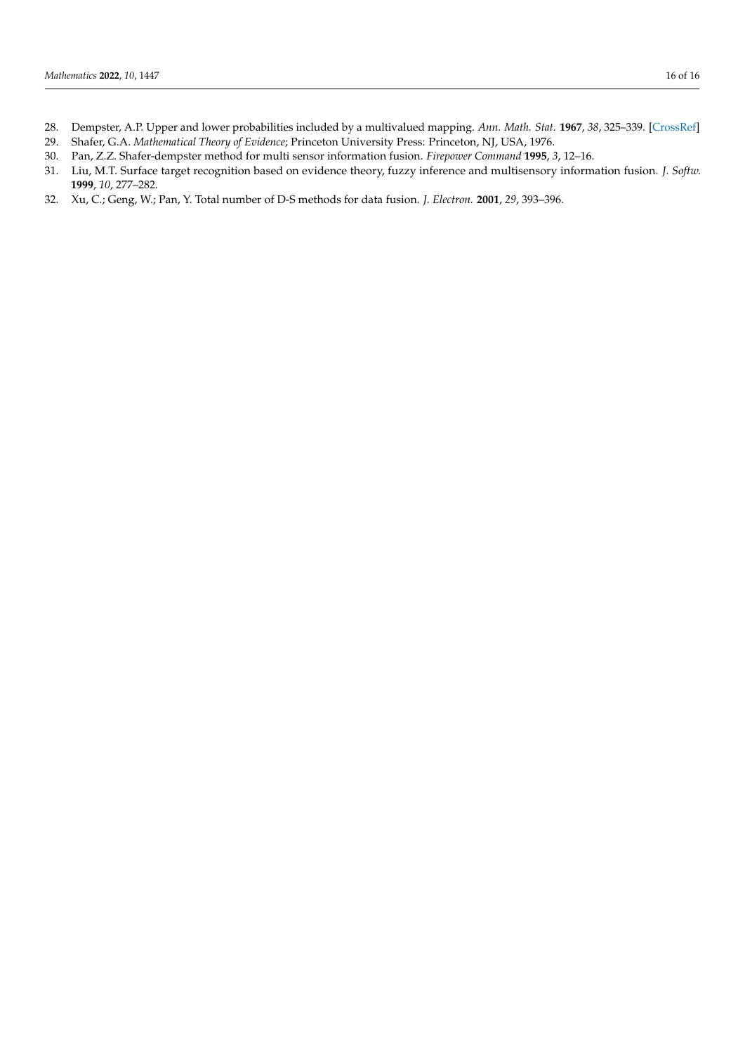28. Dempster, A.P. Upper and lower probabilities included by a multivalued mapping. *Ann. Math. Stat.* **1967**, *38*, 325–339. [CrossRef]
29. Shafer, G.A. *Mathematical Theory of Evidence*; Princeton University Press: Princeton, NJ, USA, 1976.
30. Pan, Z.Z. Shafer-dempster method for multi sensor information fusion. *Firepower Command* **1995**, *3*, 12–16.
31. Liu, M.T. Surface target recognition based on evidence theory, fuzzy inference and multisensory information fusion. *J. Softw.* **1999**, *10*, 277–282.
32. Xu, C.; Geng, W.; Pan, Y. Total number of D-S methods for data fusion. *J. Electron.* **2001**, *29*, 393–396.